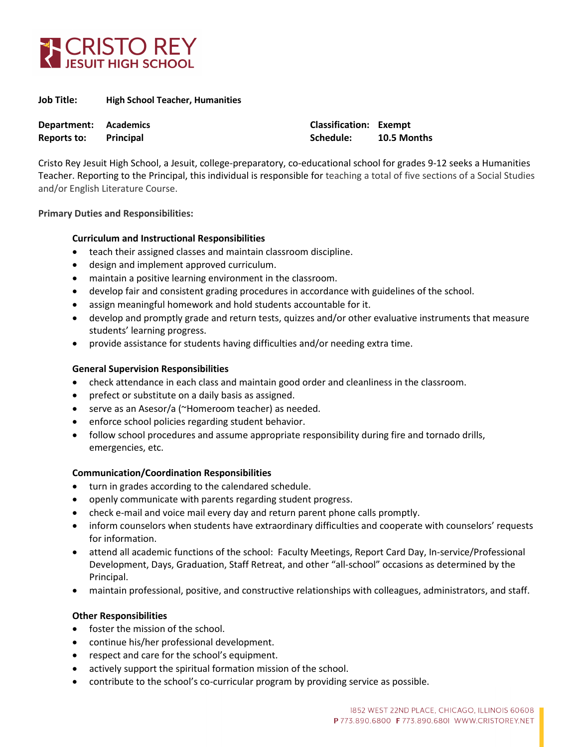# CRISTO REY JESUIT HIGH SCHOOL

**Job Title:** **High School Teacher, Humanities**

**Department:** **Academics**
**Reports to:** **Principal**

**Classification:** **Exempt**
**Schedule:** **10.5 Months**

Cristo Rey Jesuit High School, a Jesuit, college-preparatory, co-educational school for grades 9-12 seeks a Humanities Teacher. Reporting to the Principal, this individual is responsible for teaching a total of five sections of a Social Studies and/or English Literature Course.

**Primary Duties and Responsibilities:**

**Curriculum and Instructional Responsibilities**

- teach their assigned classes and maintain classroom discipline.
- design and implement approved curriculum.
- maintain a positive learning environment in the classroom.
- develop fair and consistent grading procedures in accordance with guidelines of the school.
- assign meaningful homework and hold students accountable for it.
- develop and promptly grade and return tests, quizzes and/or other evaluative instruments that measure students' learning progress.
- provide assistance for students having difficulties and/or needing extra time.

**General Supervision Responsibilities**

- check attendance in each class and maintain good order and cleanliness in the classroom.
- prefect or substitute on a daily basis as assigned.
- serve as an Asesor/a (~Homeroom teacher) as needed.
- enforce school policies regarding student behavior.
- follow school procedures and assume appropriate responsibility during fire and tornado drills, emergencies, etc.

**Communication/Coordination Responsibilities**

- turn in grades according to the calendared schedule.
- openly communicate with parents regarding student progress.
- check e-mail and voice mail every day and return parent phone calls promptly.
- inform counselors when students have extraordinary difficulties and cooperate with counselors' requests for information.
- attend all academic functions of the school: Faculty Meetings, Report Card Day, In-service/Professional Development, Days, Graduation, Staff Retreat, and other "all-school" occasions as determined by the Principal.
- maintain professional, positive, and constructive relationships with colleagues, administrators, and staff.

**Other Responsibilities**

- foster the mission of the school.
- continue his/her professional development.
- respect and care for the school's equipment.
- actively support the spiritual formation mission of the school.
- contribute to the school's co-curricular program by providing service as possible.

1852 WEST 22ND PLACE, CHICAGO, ILLINOIS 60608
**P** 773.890.6800 **F** 773.890.6801 WWW.CRISTOREY.NET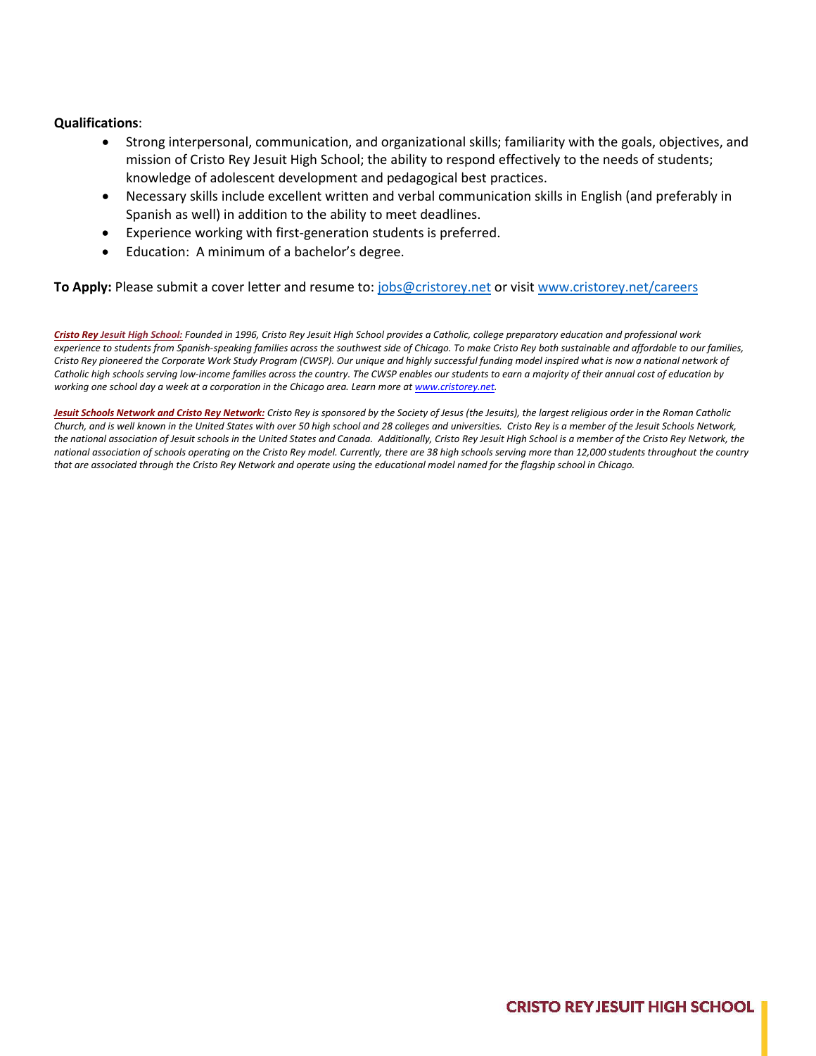**Qualifications**:

- Strong interpersonal, communication, and organizational skills; familiarity with the goals, objectives, and mission of Cristo Rey Jesuit High School; the ability to respond effectively to the needs of students; knowledge of adolescent development and pedagogical best practices.
- Necessary skills include excellent written and verbal communication skills in English (and preferably in Spanish as well) in addition to the ability to meet deadlines.
- Experience working with first-generation students is preferred.
- Education: A minimum of a bachelor's degree.

**To Apply:** Please submit a cover letter and resume to: jobs@cristorey.net or visit www.cristorey.net/careers

***Cristo Rey Jesuit High School:*** *Founded in 1996, Cristo Rey Jesuit High School provides a Catholic, college preparatory education and professional work experience to students from Spanish-speaking families across the southwest side of Chicago. To make Cristo Rey both sustainable and affordable to our families, Cristo Rey pioneered the Corporate Work Study Program (CWSP). Our unique and highly successful funding model inspired what is now a national network of Catholic high schools serving low-income families across the country. The CWSP enables our students to earn a majority of their annual cost of education by working one school day a week at a corporation in the Chicago area. Learn more at www.cristorey.net.*

***Jesuit Schools Network and Cristo Rey Network:*** *Cristo Rey is sponsored by the Society of Jesus (the Jesuits), the largest religious order in the Roman Catholic Church, and is well known in the United States with over 50 high school and 28 colleges and universities. Cristo Rey is a member of the Jesuit Schools Network, the national association of Jesuit schools in the United States and Canada. Additionally, Cristo Rey Jesuit High School is a member of the Cristo Rey Network, the national association of schools operating on the Cristo Rey model. Currently, there are 38 high schools serving more than 12,000 students throughout the country that are associated through the Cristo Rey Network and operate using the educational model named for the flagship school in Chicago.*